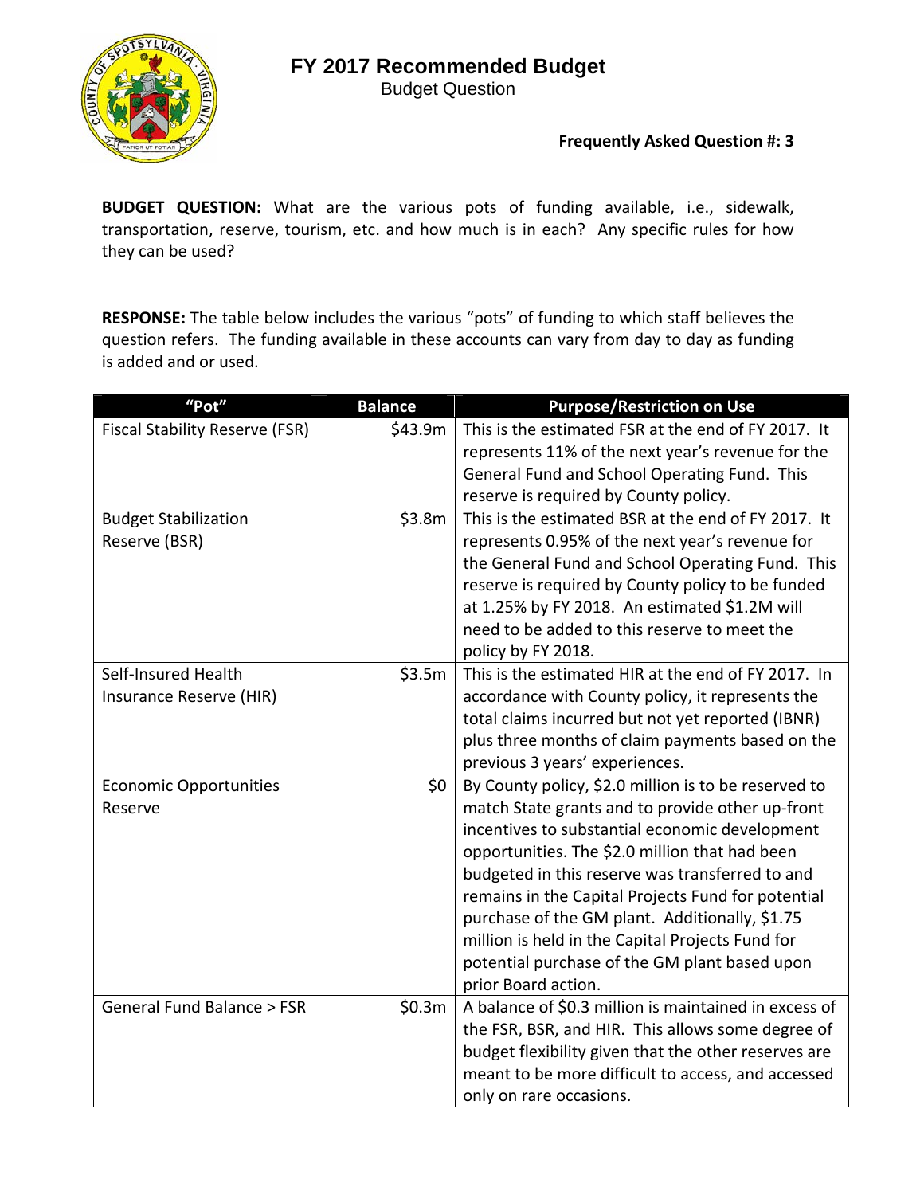# FY 2017 Recommended Budget

Budget Question

**Frequently Asked Question #: 3**

**BUDGET QUESTION:** What are the various pots of funding available, i.e., sidewalk, transportation, reserve, tourism, etc. and how much is in each? Any specific rules for how they can be used?

**RESPONSE:** The table below includes the various "pots" of funding to which staff believes the question refers. The funding available in these accounts can vary from day to day as funding is added and or used.

| "Pot" | Balance | Purpose/Restriction on Use |
|---|---|---|
| Fiscal Stability Reserve (FSR) | \$43.9m | This is the estimated FSR at the end of FY 2017. It represents 11% of the next year's revenue for the General Fund and School Operating Fund. This reserve is required by County policy. |
| Budget Stabilization Reserve (BSR) | \$3.8m | This is the estimated BSR at the end of FY 2017. It represents 0.95% of the next year's revenue for the General Fund and School Operating Fund. This reserve is required by County policy to be funded at 1.25% by FY 2018. An estimated \$1.2M will need to be added to this reserve to meet the policy by FY 2018. |
| Self-Insured Health Insurance Reserve (HIR) | \$3.5m | This is the estimated HIR at the end of FY 2017. In accordance with County policy, it represents the total claims incurred but not yet reported (IBNR) plus three months of claim payments based on the previous 3 years' experiences. |
| Economic Opportunities Reserve | \$0 | By County policy, \$2.0 million is to be reserved to match State grants and to provide other up-front incentives to substantial economic development opportunities. The \$2.0 million that had been budgeted in this reserve was transferred to and remains in the Capital Projects Fund for potential purchase of the GM plant. Additionally, \$1.75 million is held in the Capital Projects Fund for potential purchase of the GM plant based upon prior Board action. |
| General Fund Balance > FSR | \$0.3m | A balance of \$0.3 million is maintained in excess of the FSR, BSR, and HIR. This allows some degree of budget flexibility given that the other reserves are meant to be more difficult to access, and accessed only on rare occasions. |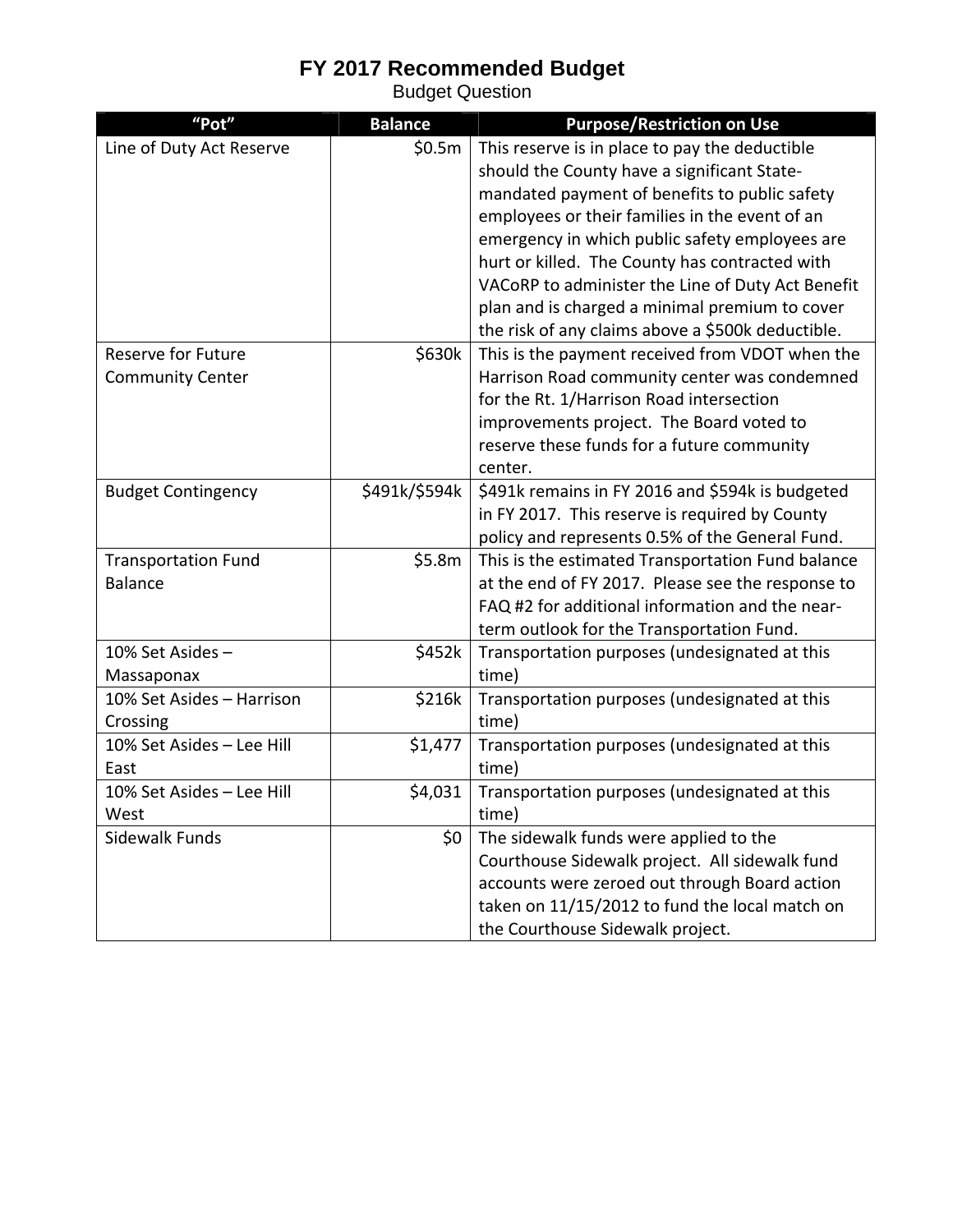# FY 2017 Recommended Budget

Budget Question

| "Pot" | Balance | Purpose/Restriction on Use |
|---|---|---|
| Line of Duty Act Reserve | $0.5m | This reserve is in place to pay the deductible should the County have a significant State-mandated payment of benefits to public safety employees or their families in the event of an emergency in which public safety employees are hurt or killed. The County has contracted with VACoRP to administer the Line of Duty Act Benefit plan and is charged a minimal premium to cover the risk of any claims above a $500k deductible. |
| Reserve for Future Community Center | $630k | This is the payment received from VDOT when the Harrison Road community center was condemned for the Rt. 1/Harrison Road intersection improvements project. The Board voted to reserve these funds for a future community center. |
| Budget Contingency | $491k/$594k | $491k remains in FY 2016 and $594k is budgeted in FY 2017. This reserve is required by County policy and represents 0.5% of the General Fund. |
| Transportation Fund Balance | $5.8m | This is the estimated Transportation Fund balance at the end of FY 2017. Please see the response to FAQ #2 for additional information and the near-term outlook for the Transportation Fund. |
| 10% Set Asides – Massaponax | $452k | Transportation purposes (undesignated at this time) |
| 10% Set Asides – Harrison Crossing | $216k | Transportation purposes (undesignated at this time) |
| 10% Set Asides – Lee Hill East | $1,477 | Transportation purposes (undesignated at this time) |
| 10% Set Asides – Lee Hill West | $4,031 | Transportation purposes (undesignated at this time) |
| Sidewalk Funds | $0 | The sidewalk funds were applied to the Courthouse Sidewalk project. All sidewalk fund accounts were zeroed out through Board action taken on 11/15/2012 to fund the local match on the Courthouse Sidewalk project. |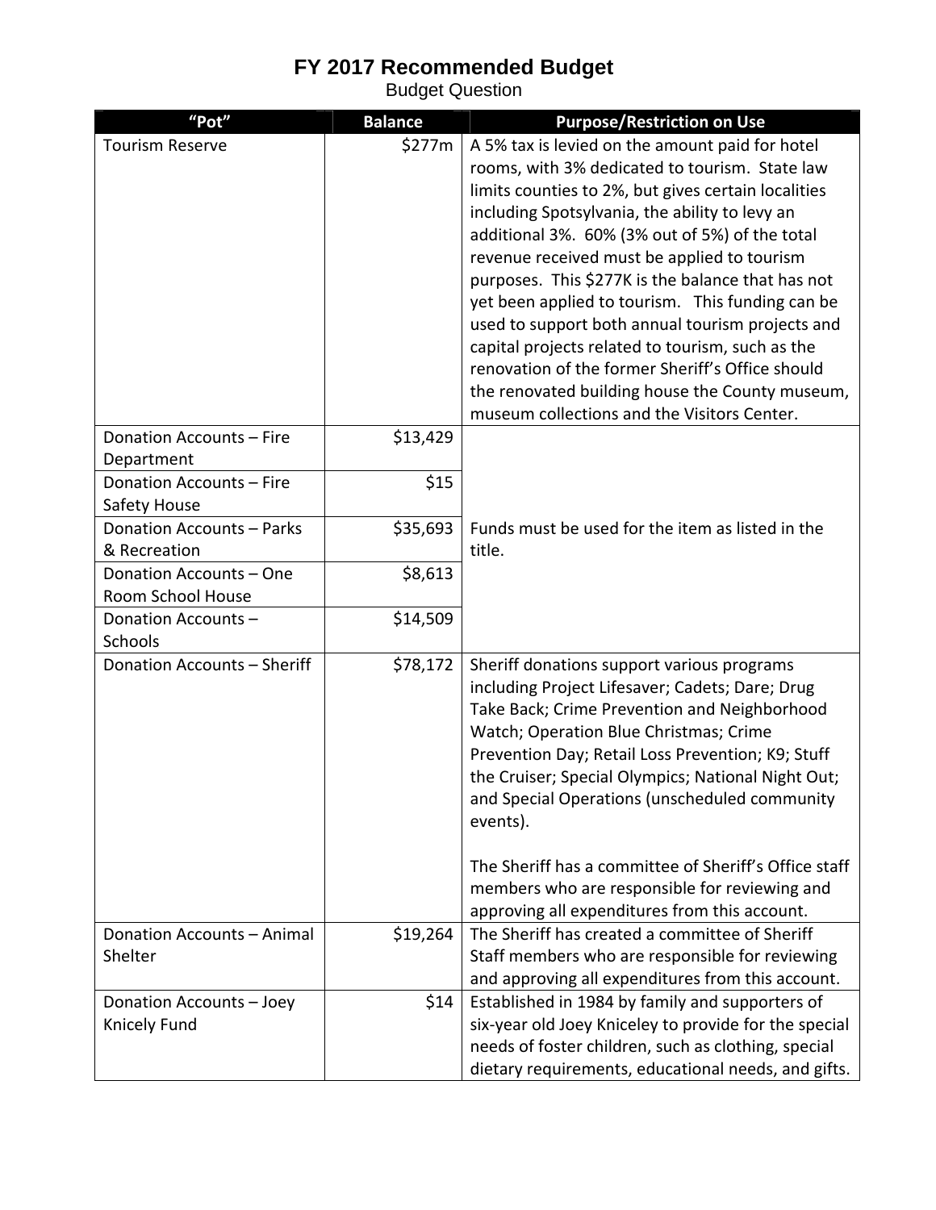# FY 2017 Recommended Budget

Budget Question

| "Pot" | Balance | Purpose/Restriction on Use |
|---|---|---|
| Tourism Reserve | $277m | A 5% tax is levied on the amount paid for hotel rooms, with 3% dedicated to tourism. State law limits counties to 2%, but gives certain localities including Spotsylvania, the ability to levy an additional 3%. 60% (3% out of 5%) of the total revenue received must be applied to tourism purposes. This $277K is the balance that has not yet been applied to tourism. This funding can be used to support both annual tourism projects and capital projects related to tourism, such as the renovation of the former Sheriff's Office should the renovated building house the County museum, museum collections and the Visitors Center. |
| Donation Accounts – Fire Department | $13,429 | Funds must be used for the item as listed in the title. |
| Donation Accounts – Fire Safety House | $15 | |
| Donation Accounts – Parks & Recreation | $35,693 | |
| Donation Accounts – One Room School House | $8,613 | |
| Donation Accounts – Schools | $14,509 | |
| Donation Accounts – Sheriff | $78,172 | Sheriff donations support various programs including Project Lifesaver; Cadets; Dare; Drug Take Back; Crime Prevention and Neighborhood Watch; Operation Blue Christmas; Crime Prevention Day; Retail Loss Prevention; K9; Stuff the Cruiser; Special Olympics; National Night Out; and Special Operations (unscheduled community events).<br><br>The Sheriff has a committee of Sheriff's Office staff members who are responsible for reviewing and approving all expenditures from this account. |
| Donation Accounts – Animal Shelter | $19,264 | The Sheriff has created a committee of Sheriff Staff members who are responsible for reviewing and approving all expenditures from this account. |
| Donation Accounts – Joey Knicely Fund | $14 | Established in 1984 by family and supporters of six-year old Joey Kniceley to provide for the special needs of foster children, such as clothing, special dietary requirements, educational needs, and gifts. |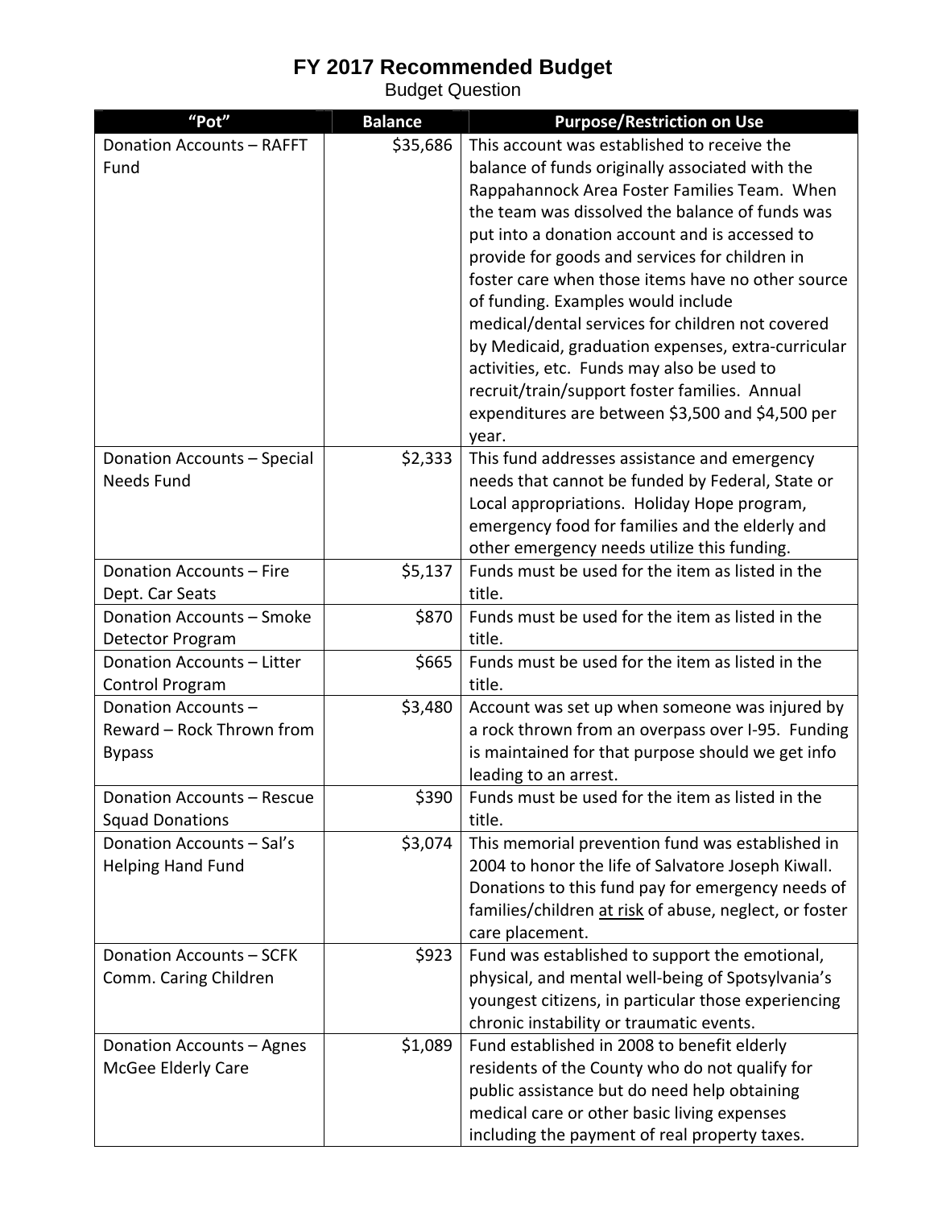# FY 2017 Recommended Budget

Budget Question

| "Pot" | Balance | Purpose/Restriction on Use |
|---|---|---|
| Donation Accounts – RAFFT Fund | $35,686 | This account was established to receive the balance of funds originally associated with the Rappahannock Area Foster Families Team. When the team was dissolved the balance of funds was put into a donation account and is accessed to provide for goods and services for children in foster care when those items have no other source of funding. Examples would include medical/dental services for children not covered by Medicaid, graduation expenses, extra-curricular activities, etc. Funds may also be used to recruit/train/support foster families. Annual expenditures are between $3,500 and $4,500 per year. |
| Donation Accounts – Special Needs Fund | $2,333 | This fund addresses assistance and emergency needs that cannot be funded by Federal, State or Local appropriations. Holiday Hope program, emergency food for families and the elderly and other emergency needs utilize this funding. |
| Donation Accounts – Fire Dept. Car Seats | $5,137 | Funds must be used for the item as listed in the title. |
| Donation Accounts – Smoke Detector Program | $870 | Funds must be used for the item as listed in the title. |
| Donation Accounts – Litter Control Program | $665 | Funds must be used for the item as listed in the title. |
| Donation Accounts – Reward – Rock Thrown from Bypass | $3,480 | Account was set up when someone was injured by a rock thrown from an overpass over I-95. Funding is maintained for that purpose should we get info leading to an arrest. |
| Donation Accounts – Rescue Squad Donations | $390 | Funds must be used for the item as listed in the title. |
| Donation Accounts – Sal's Helping Hand Fund | $3,074 | This memorial prevention fund was established in 2004 to honor the life of Salvatore Joseph Kiwall. Donations to this fund pay for emergency needs of families/children at risk of abuse, neglect, or foster care placement. |
| Donation Accounts – SCFK Comm. Caring Children | $923 | Fund was established to support the emotional, physical, and mental well-being of Spotsylvania's youngest citizens, in particular those experiencing chronic instability or traumatic events. |
| Donation Accounts – Agnes McGee Elderly Care | $1,089 | Fund established in 2008 to benefit elderly residents of the County who do not qualify for public assistance but do need help obtaining medical care or other basic living expenses including the payment of real property taxes. |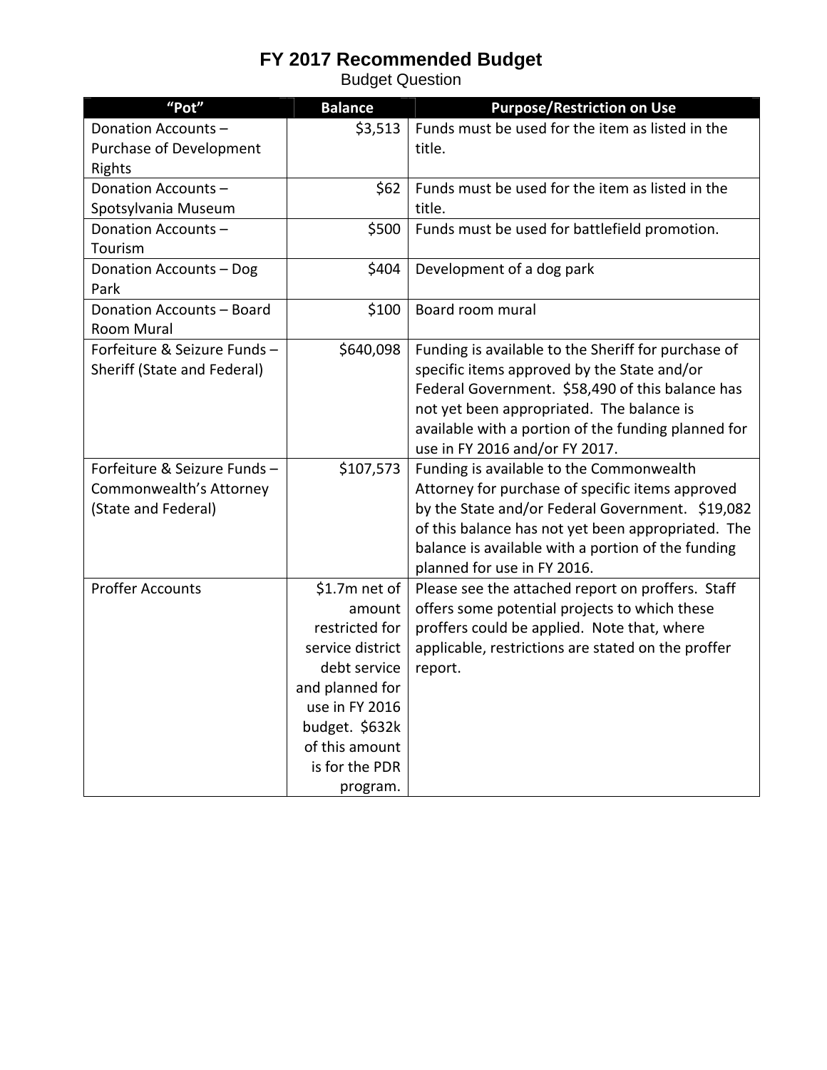# FY 2017 Recommended Budget

Budget Question

| “Pot” | Balance | Purpose/Restriction on Use |
|---|---|---|
| Donation Accounts – Purchase of Development Rights | $3,513 | Funds must be used for the item as listed in the title. |
| Donation Accounts – Spotsylvania Museum | $62 | Funds must be used for the item as listed in the title. |
| Donation Accounts – Tourism | $500 | Funds must be used for battlefield promotion. |
| Donation Accounts – Dog Park | $404 | Development of a dog park |
| Donation Accounts – Board Room Mural | $100 | Board room mural |
| Forfeiture & Seizure Funds – Sheriff (State and Federal) | $640,098 | Funding is available to the Sheriff for purchase of specific items approved by the State and/or Federal Government. $58,490 of this balance has not yet been appropriated. The balance is available with a portion of the funding planned for use in FY 2016 and/or FY 2017. |
| Forfeiture & Seizure Funds – Commonwealth’s Attorney (State and Federal) | $107,573 | Funding is available to the Commonwealth Attorney for purchase of specific items approved by the State and/or Federal Government. $19,082 of this balance has not yet been appropriated. The balance is available with a portion of the funding planned for use in FY 2016. |
| Proffer Accounts | $1.7m net of amount restricted for service district debt service and planned for use in FY 2016 budget. $632k of this amount is for the PDR program. | Please see the attached report on proffers. Staff offers some potential projects to which these proffers could be applied. Note that, where applicable, restrictions are stated on the proffer report. |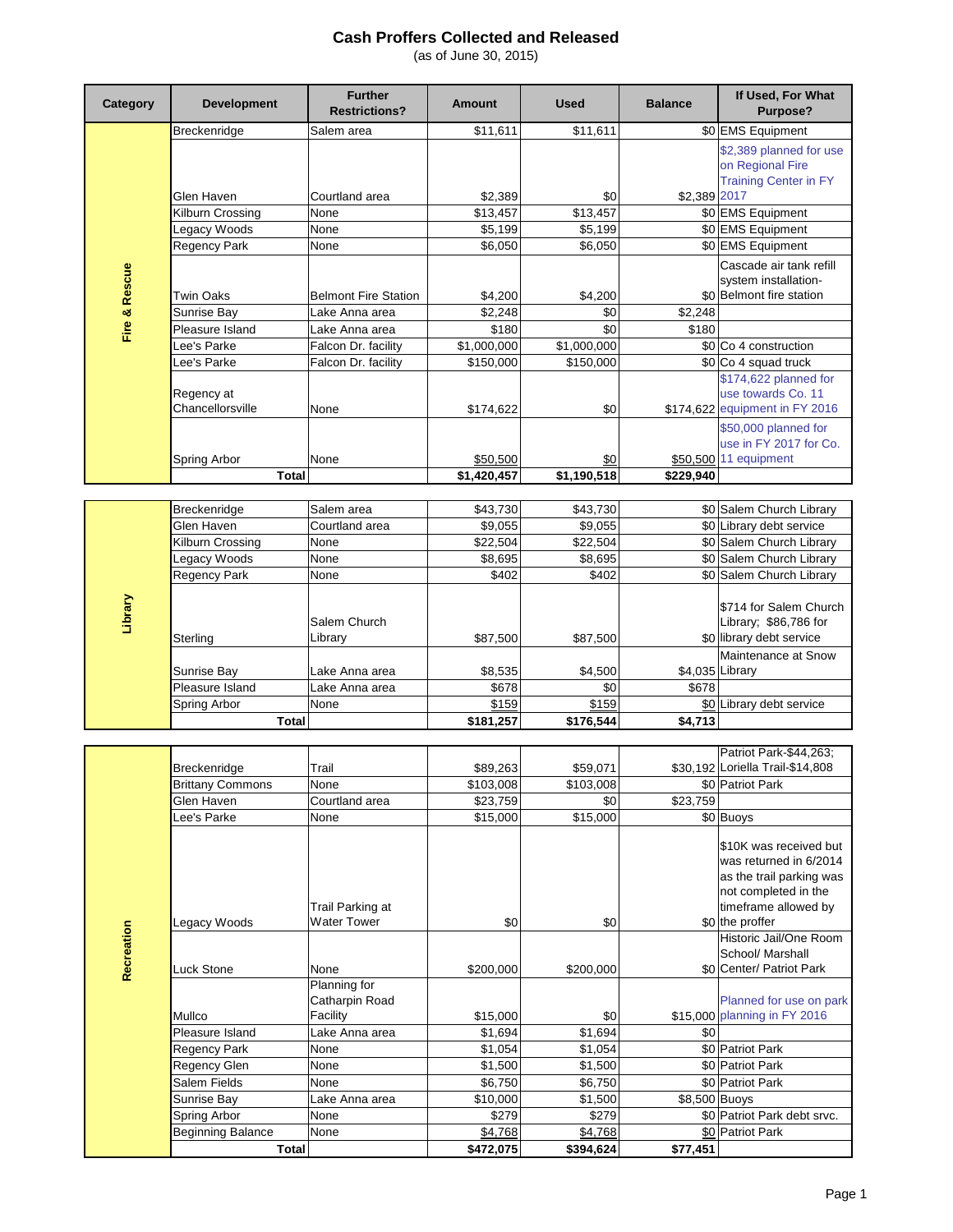# Cash Proffers Collected and Released

(as of June 30, 2015)

| Category | Development | Further Restrictions? | Amount | Used | Balance | If Used, For What Purpose? |
|---|---|---|---|---|---|---|
| Fire & Rescue | Breckenridge | Salem area | $11,611 | $11,611 | $0 | EMS Equipment |
| | Glen Haven | Courtland area | $2,389 | $0 | $2,389 | $2,389 planned for use on Regional Fire Training Center in FY 2017 |
| | Kilburn Crossing | None | $13,457 | $13,457 | $0 | EMS Equipment |
| | Legacy Woods | None | $5,199 | $5,199 | $0 | EMS Equipment |
| | Regency Park | None | $6,050 | $6,050 | $0 | EMS Equipment |
| | Twin Oaks | Belmont Fire Station | $4,200 | $4,200 | $0 | Cascade air tank refill system installation- Belmont fire station |
| | Sunrise Bay | Lake Anna area | $2,248 | $0 | $2,248 | |
| | Pleasure Island | Lake Anna area | $180 | $0 | $180 | |
| | Lee's Parke | Falcon Dr. facility | $1,000,000 | $1,000,000 | $0 | Co 4 construction |
| | Lee's Parke | Falcon Dr. facility | $150,000 | $150,000 | $0 | Co 4 squad truck |
| | Regency at Chancellorsville | None | $174,622 | $0 | $174,622 | $174,622 planned for use towards Co. 11 equipment in FY 2016 |
| | Spring Arbor | None | $50,500 | $0 | $50,500 | $50,000 planned for use in FY 2017 for Co. 11 equipment |
| | **Total** | | **$1,420,457** | **$1,190,518** | **$229,940** | |

| Category | Development | Further Restrictions? | Amount | Used | Balance | If Used, For What Purpose? |
|---|---|---|---|---|---|---|
| Library | Breckenridge | Salem area | $43,730 | $43,730 | $0 | Salem Church Library |
| | Glen Haven | Courtland area | $9,055 | $9,055 | $0 | Library debt service |
| | Kilburn Crossing | None | $22,504 | $22,504 | $0 | Salem Church Library |
| | Legacy Woods | None | $8,695 | $8,695 | $0 | Salem Church Library |
| | Regency Park | None | $402 | $402 | $0 | Salem Church Library |
| | Sterling | Salem Church Library | $87,500 | $87,500 | $0 | $714 for Salem Church Library; $86,786 for library debt service |
| | Sunrise Bay | Lake Anna area | $8,535 | $4,500 | $4,035 | Maintenance at Snow Library |
| | Pleasure Island | Lake Anna area | $678 | $0 | $678 | |
| | Spring Arbor | None | $159 | $159 | $0 | Library debt service |
| | **Total** | | **$181,257** | **$176,544** | **$4,713** | |

| Category | Development | Further Restrictions? | Amount | Used | Balance | If Used, For What Purpose? |
|---|---|---|---|---|---|---|
| Recreation | Breckenridge | Trail | $89,263 | $59,071 | $30,192 | Patriot Park-$44,263; Loriella Trail-$14,808 |
| | Brittany Commons | None | $103,008 | $103,008 | $0 | Patriot Park |
| | Glen Haven | Courtland area | $23,759 | $0 | $23,759 | |
| | Lee's Parke | None | $15,000 | $15,000 | $0 | Buoys |
| | Legacy Woods | Trail Parking at Water Tower | $0 | $0 | $0 | $10K was received but was returned in 6/2014 as the trail parking was not completed in the timeframe allowed by the proffer |
| | Luck Stone | None | $200,000 | $200,000 | $0 | Historic Jail/One Room School/ Marshall Center/ Patriot Park |
| | Mullco | Planning for Catharpin Road Facility | $15,000 | $0 | $15,000 | Planned for use on park planning in FY 2016 |
| | Pleasure Island | Lake Anna area | $1,694 | $1,694 | $0 | |
| | Regency Park | None | $1,054 | $1,054 | $0 | Patriot Park |
| | Regency Glen | None | $1,500 | $1,500 | $0 | Patriot Park |
| | Salem Fields | None | $6,750 | $6,750 | $0 | Patriot Park |
| | Sunrise Bay | Lake Anna area | $10,000 | $1,500 | $8,500 | Buoys |
| | Spring Arbor | None | $279 | $279 | $0 | Patriot Park debt srvc. |
| | Beginning Balance | None | $4,768 | $4,768 | $0 | Patriot Park |
| | **Total** | | **$472,075** | **$394,624** | **$77,451** | |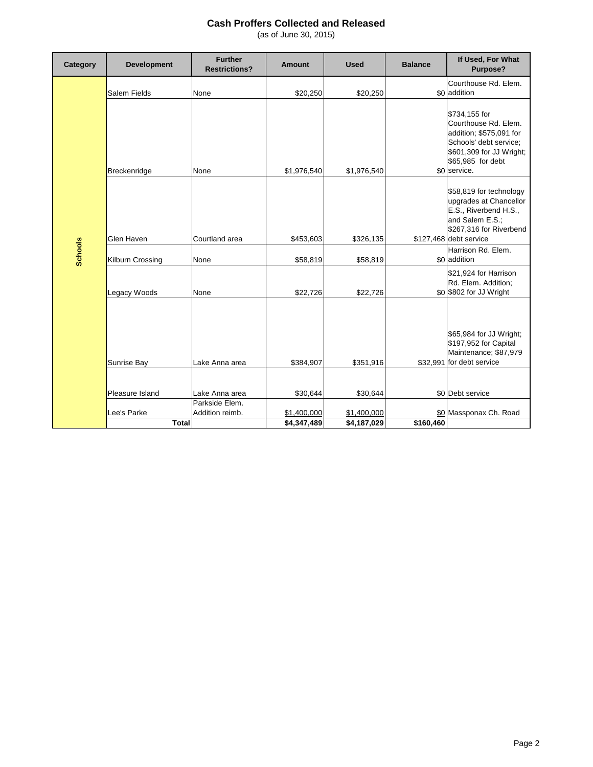# Cash Proffers Collected and Released

(as of June 30, 2015)

| Category | Development | Further Restrictions? | Amount | Used | Balance | If Used, For What Purpose? |
|---|---|---|---|---|---|---|
| Schools | Salem Fields | None | $20,250 | $20,250 | $0 | Courthouse Rd. Elem. addition |
| | Breckenridge | None | $1,976,540 | $1,976,540 | $0 | $734,155 for Courthouse Rd. Elem. addition; $575,091 for Schools' debt service; $601,309 for JJ Wright; $65,985 for debt service. |
| | Glen Haven | Courtland area | $453,603 | $326,135 | $127,468 | $58,819 for technology upgrades at Chancellor E.S., Riverbend H.S., and Salem E.S.; $267,316 for Riverbend debt service |
| | Kilburn Crossing | None | $58,819 | $58,819 | $0 | Harrison Rd. Elem. addition |
| | Legacy Woods | None | $22,726 | $22,726 | $0 | $21,924 for Harrison Rd. Elem. Addition; $802 for JJ Wright |
| | Sunrise Bay | Lake Anna area | $384,907 | $351,916 | $32,991 | $65,984 for JJ Wright; $197,952 for Capital Maintenance; $87,979 for debt service |
| | Pleasure Island | Lake Anna area | $30,644 | $30,644 | $0 | Debt service |
| | Lee's Parke | Parkside Elem. Addition reimb. | $1,400,000 | $1,400,000 | $0 | Massponax Ch. Road |
| | **Total** | | **$4,347,489** | **$4,187,029** | **$160,460** | |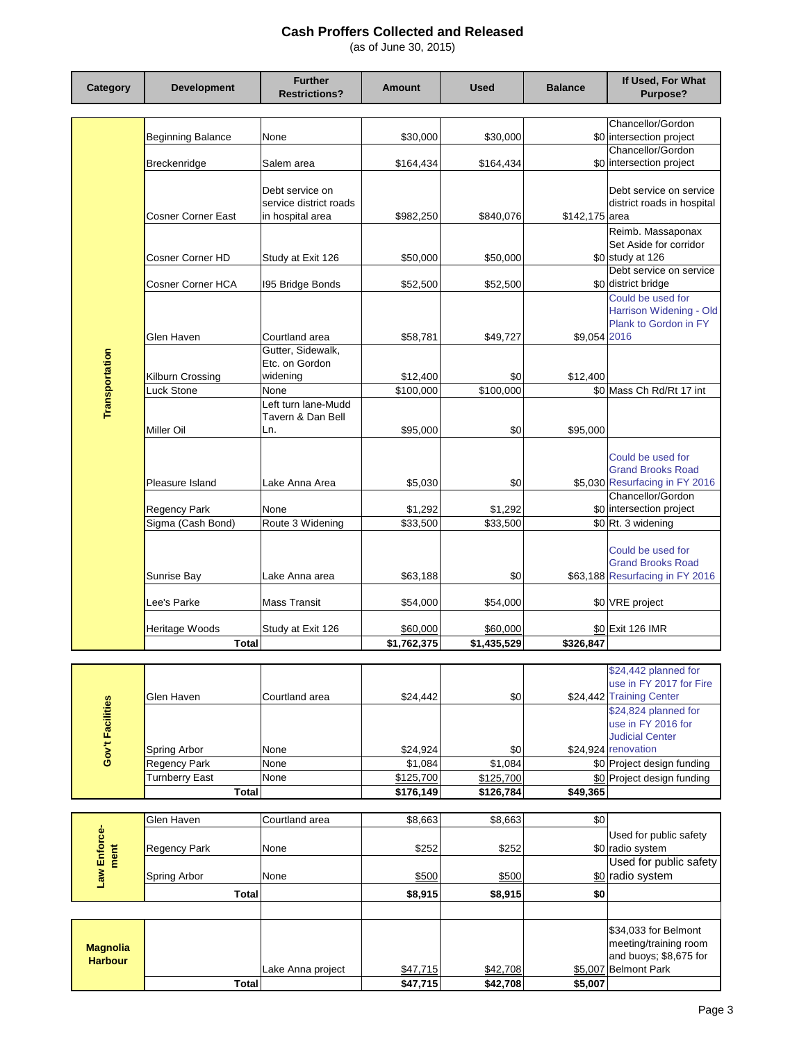# Cash Proffers Collected and Released

(as of June 30, 2015)

| Category | Development | Further Restrictions? | Amount | Used | Balance | If Used, For What Purpose? |
|---|---|---|---|---|---|---|
| Transportation | Beginning Balance | None | $30,000 | $30,000 | $0 | Chancellor/Gordon intersection project |
| | Breckenridge | Salem area | $164,434 | $164,434 | $0 | Chancellor/Gordon intersection project |
| | Cosner Corner East | Debt service on service district roads in hospital area | $982,250 | $840,076 | $142,175 | Debt service on service district roads in hospital area |
| | Cosner Corner HD | Study at Exit 126 | $50,000 | $50,000 | $0 | Reimb. Massaponax Set Aside for corridor study at 126 |
| | Cosner Corner HCA | I95 Bridge Bonds | $52,500 | $52,500 | $0 | Debt service on service district bridge |
| | Glen Haven | Courtland area | $58,781 | $49,727 | $9,054 | Could be used for Harrison Widening - Old Plank to Gordon in FY 2016 |
| | Kilburn Crossing | Gutter, Sidewalk, Etc. on Gordon widening | $12,400 | $0 | $12,400 | |
| | Luck Stone | None | $100,000 | $100,000 | $0 | Mass Ch Rd/Rt 17 int |
| | Miller Oil | Left turn lane-Mudd Tavern & Dan Bell Ln. | $95,000 | $0 | $95,000 | |
| | Pleasure Island | Lake Anna Area | $5,030 | $0 | $5,030 | Could be used for Grand Brooks Road Resurfacing in FY 2016 |
| | Regency Park | None | $1,292 | $1,292 | $0 | Chancellor/Gordon intersection project |
| | Sigma (Cash Bond) | Route 3 Widening | $33,500 | $33,500 | $0 | Rt. 3 widening |
| | Sunrise Bay | Lake Anna area | $63,188 | $0 | $63,188 | Could be used for Grand Brooks Road Resurfacing in FY 2016 |
| | Lee's Parke | Mass Transit | $54,000 | $54,000 | $0 | VRE project |
| | Heritage Woods | Study at Exit 126 | $60,000 | $60,000 | $0 | Exit 126 IMR |
| | **Total** | | **$1,762,375** | **$1,435,529** | **$326,847** | |
| Gov't Facilities | Glen Haven | Courtland area | $24,442 | $0 | $24,442 | $24,442 planned for use in FY 2017 for Fire Training Center |
| | Spring Arbor | None | $24,924 | $0 | $24,924 | $24,824 planned for use in FY 2016 for Judicial Center renovation |
| | Regency Park | None | $1,084 | $1,084 | $0 | Project design funding |
| | Turnberry East | None | $125,700 | $125,700 | $0 | Project design funding |
| | **Total** | | **$176,149** | **$126,784** | **$49,365** | |
| Law Enforcement | Glen Haven | Courtland area | $8,663 | $8,663 | $0 | |
| | Regency Park | None | $252 | $252 | $0 | Used for public safety radio system |
| | Spring Arbor | None | $500 | $500 | $0 | Used for public safety radio system |
| | **Total** | | **$8,915** | **$8,915** | **$0** | |
| Magnolia Harbour | | Lake Anna project | $47,715 | $42,708 | $5,007 | $34,033 for Belmont meeting/training room and buoys; $8,675 for Belmont Park |
| | **Total** | | **$47,715** | **$42,708** | **$5,007** | |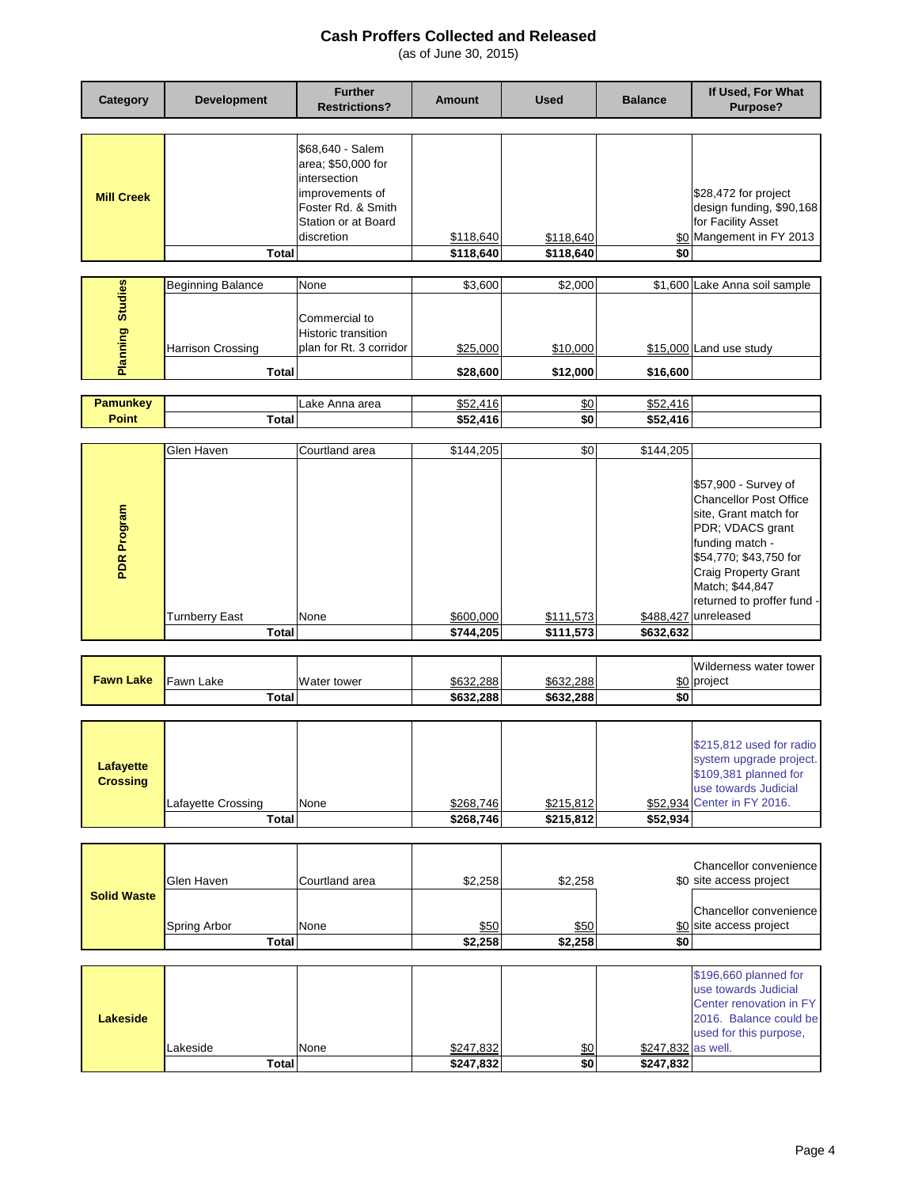# Cash Proffers Collected and Released

(as of June 30, 2015)

| Category | Development | Further Restrictions? | Amount | Used | Balance | If Used, For What Purpose? |
|---|---|---|---|---|---|---|
| Mill Creek | | $68,640 - Salem area; $50,000 for intersection improvements of Foster Rd. & Smith Station or at Board discretion | $118,640 | $118,640 | $0 | $28,472 for project design funding, $90,168 for Facility Asset Mangement in FY 2013 |
| | Total | | $118,640 | $118,640 | $0 | |
| Planning Studies | Beginning Balance | None | $3,600 | $2,000 | $1,600 | Lake Anna soil sample |
| | Harrison Crossing | Commercial to Historic transition plan for Rt. 3 corridor | $25,000 | $10,000 | $15,000 | Land use study |
| | Total | | $28,600 | $12,000 | $16,600 | |
| Pamunkey Point | | Lake Anna area | $52,416 | $0 | $52,416 | |
| | Total | | $52,416 | $0 | $52,416 | |
| PDR Program | Glen Haven | Courtland area | $144,205 | $0 | $144,205 | |
| | Turnberry East | None | $600,000 | $111,573 | $488,427 | $57,900 - Survey of Chancellor Post Office site, Grant match for PDR; VDACS grant funding match - $54,770; $43,750 for Craig Property Grant Match; $44,847 returned to proffer fund - unreleased |
| | Total | | $744,205 | $111,573 | $632,632 | |
| Fawn Lake | Fawn Lake | Water tower | $632,288 | $632,288 | $0 | Wilderness water tower project |
| | Total | | $632,288 | $632,288 | $0 | |
| Lafayette Crossing | Lafayette Crossing | None | $268,746 | $215,812 | $52,934 | $215,812 used for radio system upgrade project. $109,381 planned for use towards Judicial Center in FY 2016. |
| | Total | | $268,746 | $215,812 | $52,934 | |
| Solid Waste | Glen Haven | Courtland area | $2,258 | $2,258 | $0 | Chancellor convenience site access project |
| | Spring Arbor | None | $50 | $50 | $0 | Chancellor convenience site access project |
| | Total | | $2,258 | $2,258 | $0 | |
| Lakeside | Lakeside | None | $247,832 | $0 | $247,832 | $196,660 planned for use towards Judicial Center renovation in FY 2016. Balance could be used for this purpose, as well. |
| | Total | | $247,832 | $0 | $247,832 | |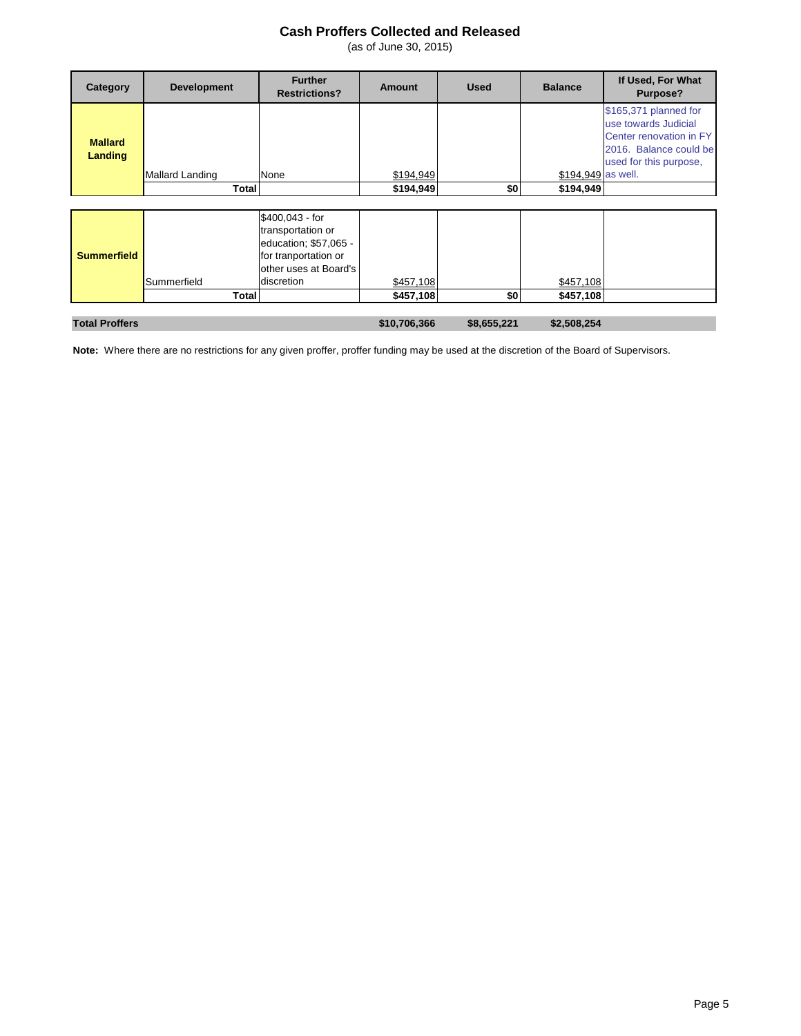# Cash Proffers Collected and Released

(as of June 30, 2015)

| Category | Development | Further Restrictions? | Amount | Used | Balance | If Used, For What Purpose? |
|---|---|---|---|---|---|---|
| **Mallard Landing** | Mallard Landing | None | $194,949 | | $194,949 | $165,371 planned for use towards Judicial Center renovation in FY 2016. Balance could be used for this purpose, as well. |
| | **Total** | | **$194,949** | **$0** | **$194,949** | |
| **Summerfield** | Summerfield | $400,043 - for transportation or education; $57,065 - for tranportation or other uses at Board's discretion | $457,108 | | $457,108 | |
| | **Total** | | **$457,108** | **$0** | **$457,108** | |
| **Total Proffers** | | | **$10,706,366** | **$8,655,221** | **$2,508,254** | |

**Note:** Where there are no restrictions for any given proffer, proffer funding may be used at the discretion of the Board of Supervisors.